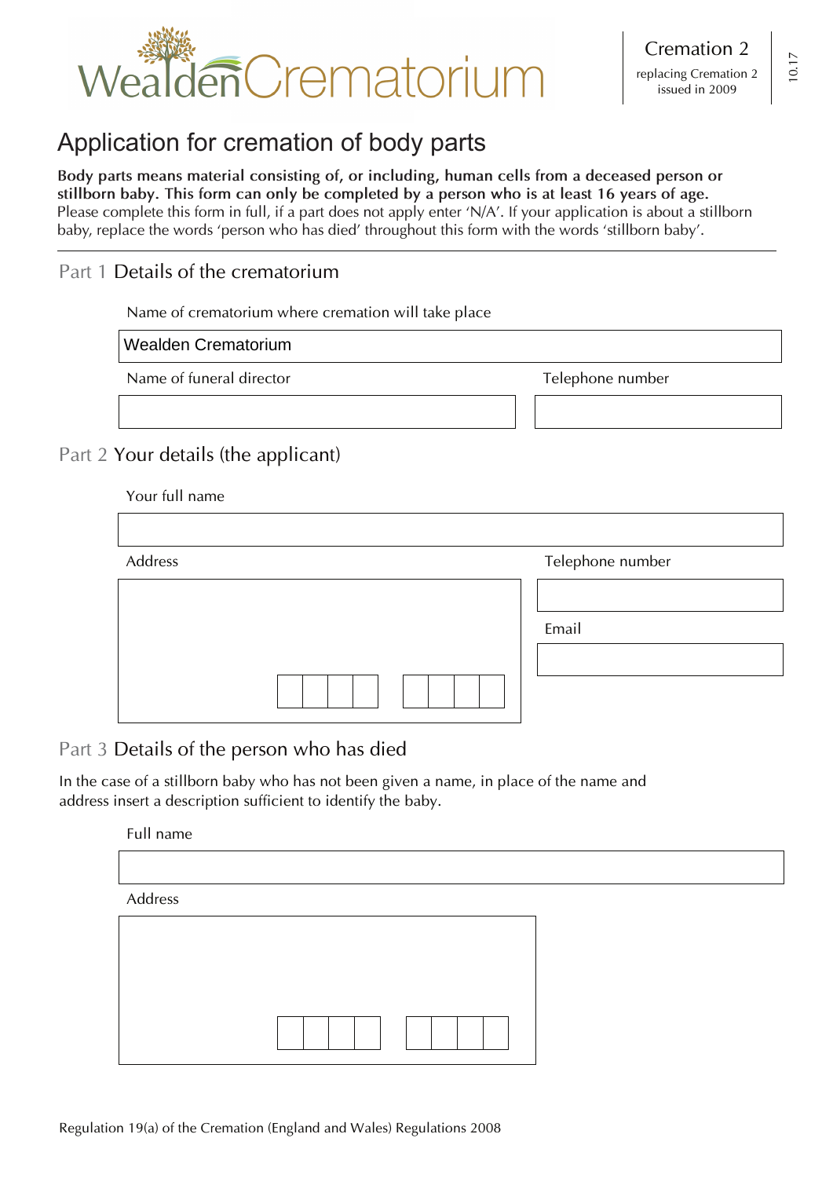# Wealden Crematorium

**Cremation 2**
replacing Cremation 2 issued in 2009

10.17

## Application for cremation of body parts

**Body parts means material consisting of, or including, human cells from a deceased person or stillborn baby. This form can only be completed by a person who is at least 16 years of age.**
Please complete this form in full, if a part does not apply enter 'N/A'. If your application is about a stillborn baby, replace the words 'person who has died' throughout this form with the words 'stillborn baby'.

---

### Part 1 Details of the crematorium

Name of crematorium where cremation will take place

Wealden Crematorium

Name of funeral director

Telephone number

### Part 2 Your details (the applicant)

Your full name

Address

Telephone number

Email

### Part 3 Details of the person who has died

In the case of a stillborn baby who has not been given a name, in place of the name and address insert a description sufficient to identify the baby.

Full name

Address

Regulation 19(a) of the Cremation (England and Wales) Regulations 2008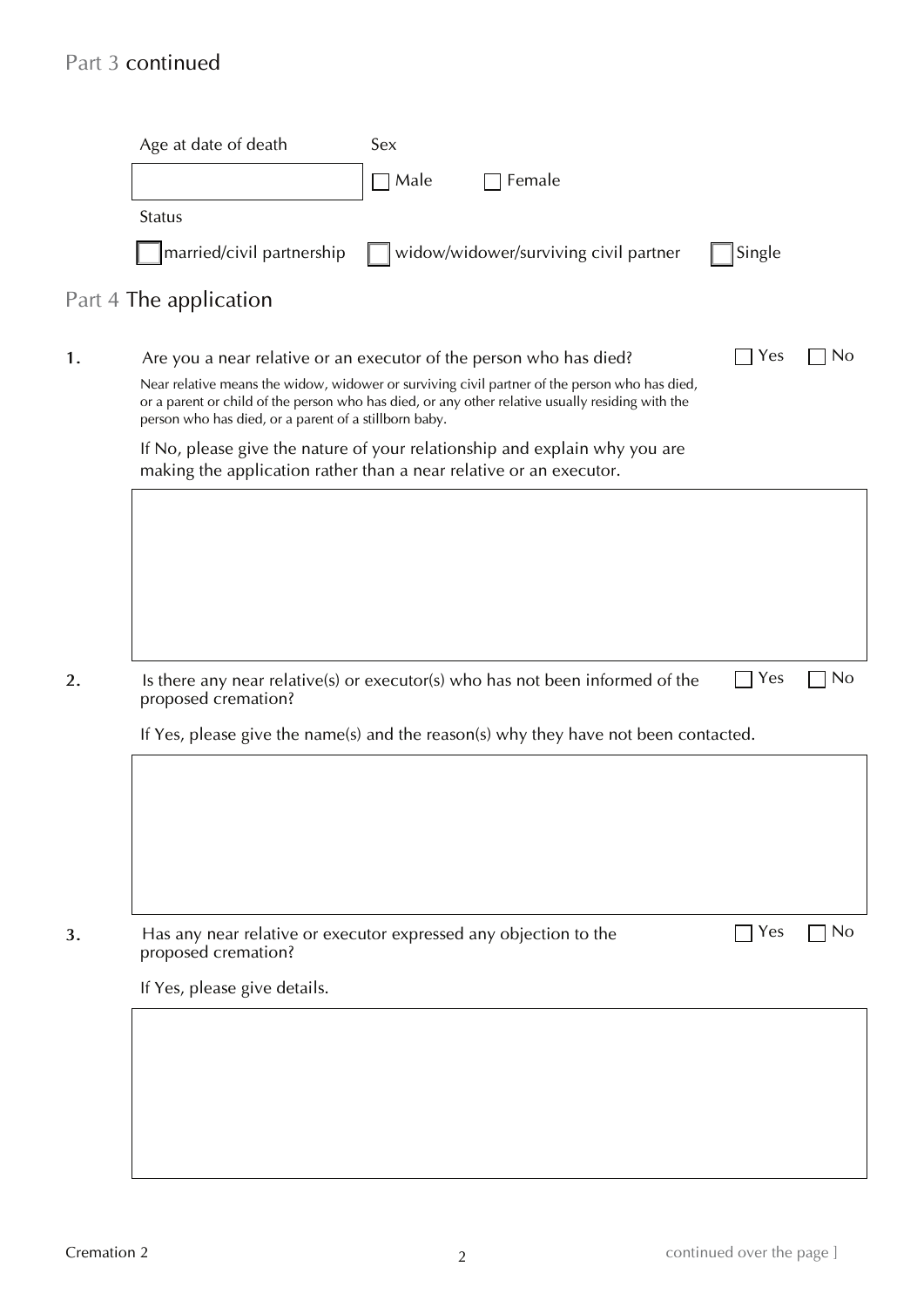## Part 3 continued

Age at date of death

Sex

☐ Male ☐ Female

Status

☐ married/civil partnership ☐ widow/widower/surviving civil partner ☐ Single

## Part 4 The application

**1.** Are you a near relative or an executor of the person who has died? ☐ Yes ☐ No

Near relative means the widow, widower or surviving civil partner of the person who has died, or a parent or child of the person who has died, or any other relative usually residing with the person who has died, or a parent of a stillborn baby.

If No, please give the nature of your relationship and explain why you are making the application rather than a near relative or an executor.

**2.** Is there any near relative(s) or executor(s) who has not been informed of the proposed cremation? ☐ Yes ☐ No

If Yes, please give the name(s) and the reason(s) why they have not been contacted.

**3.** Has any near relative or executor expressed any objection to the proposed cremation? ☐ Yes ☐ No

If Yes, please give details.

continued over the page ]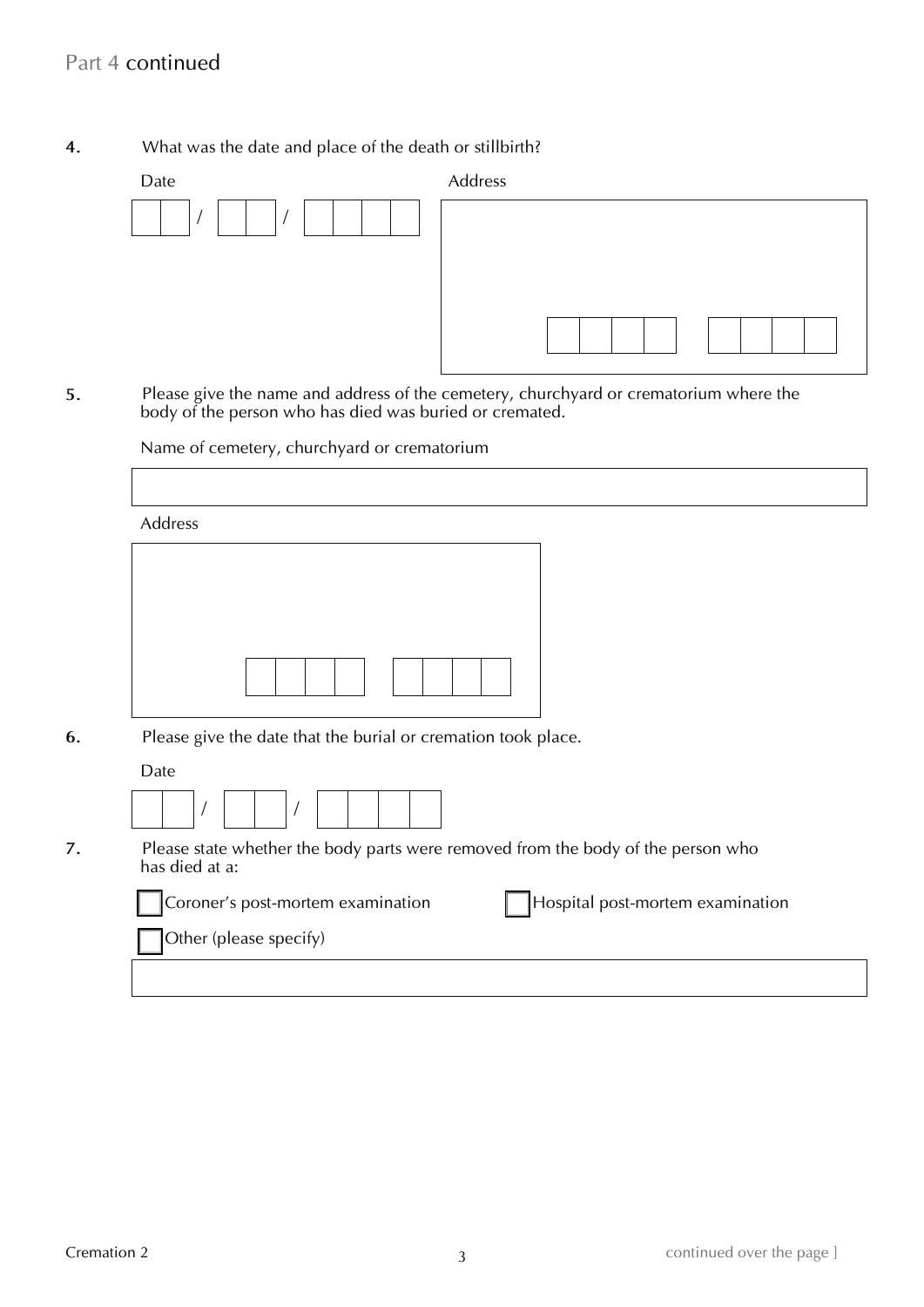## Part 4 continued

**4.** What was the date and place of the death or stillbirth?

Date

__ __ / __ __ / __ __ __ __

Address

**5.** Please give the name and address of the cemetery, churchyard or crematorium where the body of the person who has died was buried or cremated.

Name of cemetery, churchyard or crematorium

Address

**6.** Please give the date that the burial or cremation took place.

Date

__ __ / __ __ / __ __ __ __

**7.** Please state whether the body parts were removed from the body of the person who has died at a:

☐ Coroner's post-mortem examination

☐ Hospital post-mortem examination

☐ Other (please specify)

Cremation 2

continued over the page ]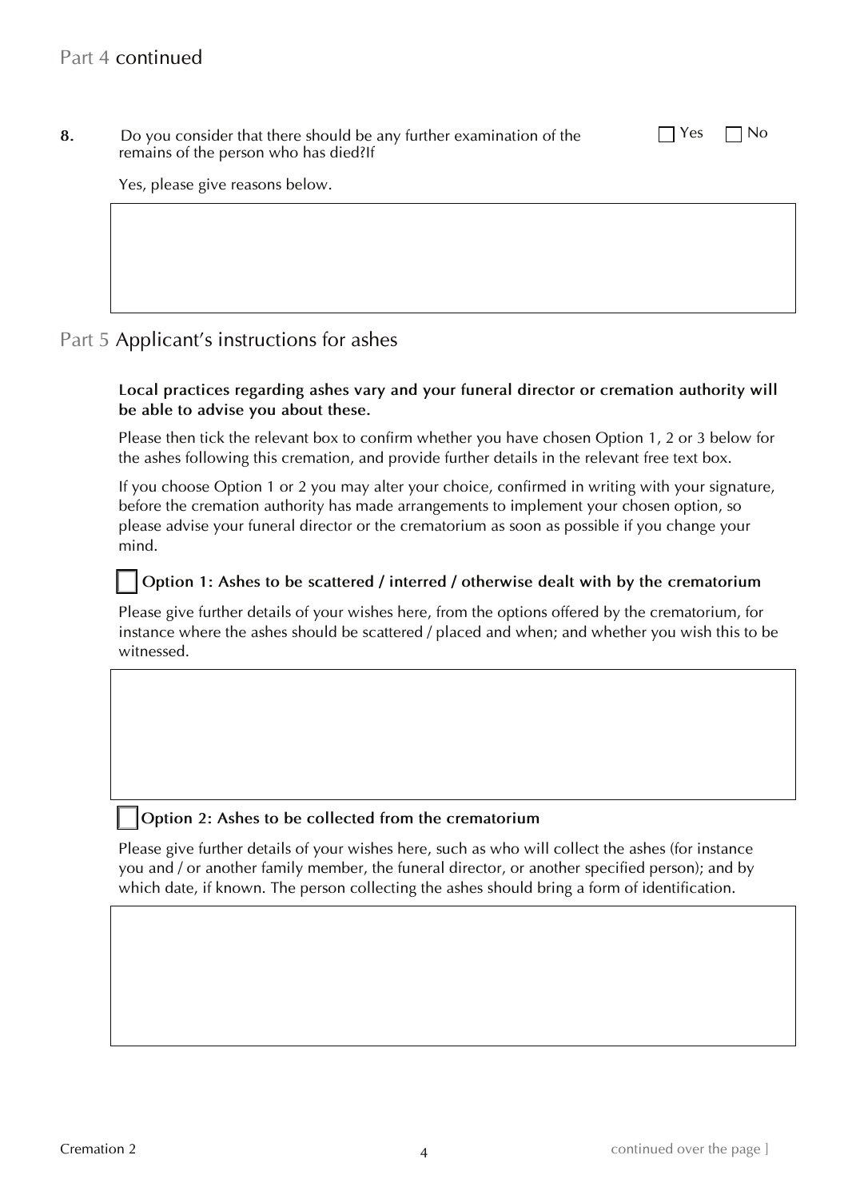## Part 4 continued

**8.** Do you consider that there should be any further examination of the remains of the person who has died?If ☐ Yes ☐ No

Yes, please give reasons below.

## Part 5 Applicant's instructions for ashes

**Local practices regarding ashes vary and your funeral director or cremation authority will be able to advise you about these.**

Please then tick the relevant box to confirm whether you have chosen Option 1, 2 or 3 below for the ashes following this cremation, and provide further details in the relevant free text box.

If you choose Option 1 or 2 you may alter your choice, confirmed in writing with your signature, before the cremation authority has made arrangements to implement your chosen option, so please advise your funeral director or the crematorium as soon as possible if you change your mind.

☐ **Option 1: Ashes to be scattered / interred / otherwise dealt with by the crematorium**

Please give further details of your wishes here, from the options offered by the crematorium, for instance where the ashes should be scattered / placed and when; and whether you wish this to be witnessed.

☐ **Option 2: Ashes to be collected from the crematorium**

Please give further details of your wishes here, such as who will collect the ashes (for instance you and / or another family member, the funeral director, or another specified person); and by which date, if known. The person collecting the ashes should bring a form of identification.

continued over the page ]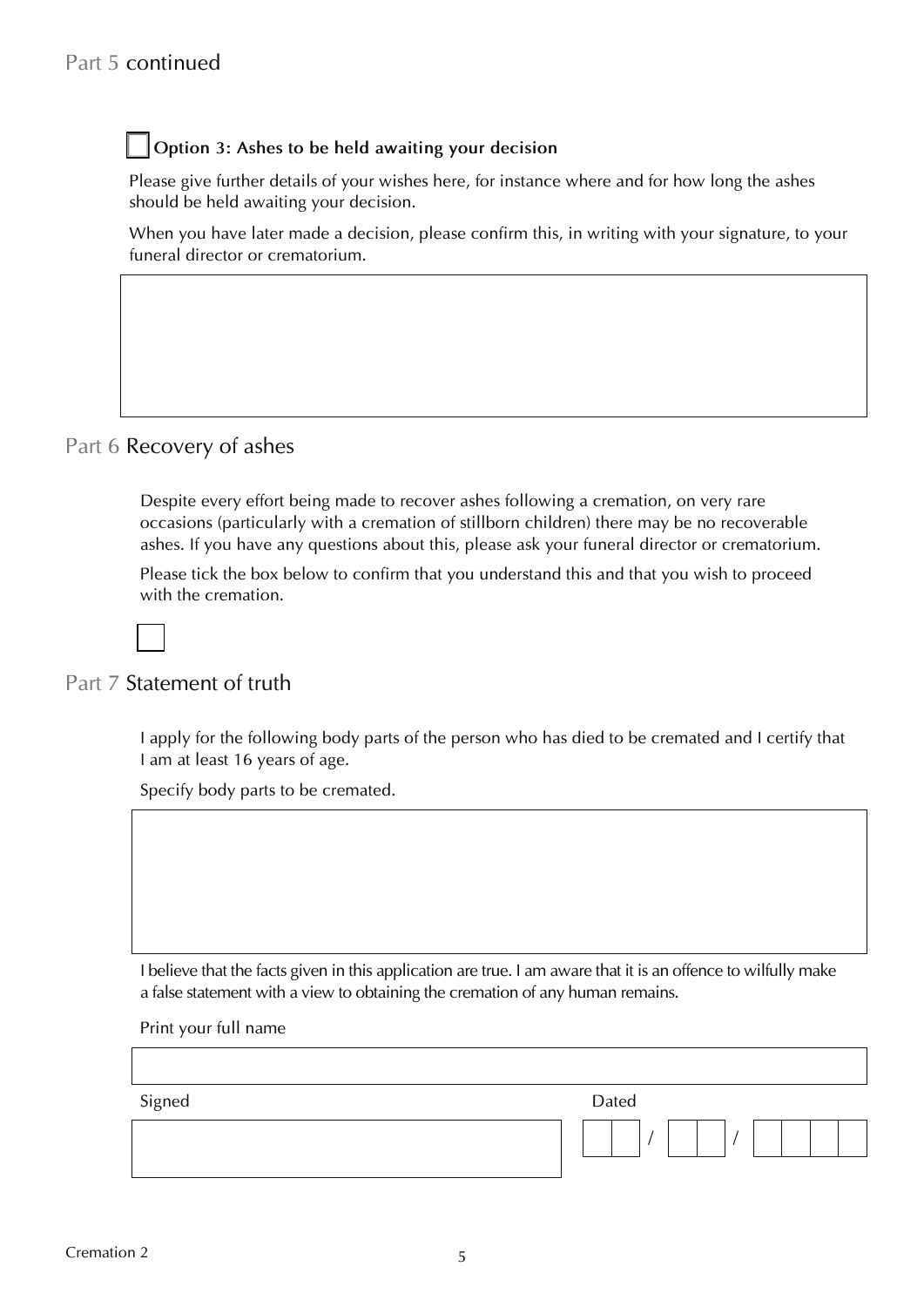## Part 5 continued

☐ **Option 3: Ashes to be held awaiting your decision**

Please give further details of your wishes here, for instance where and for how long the ashes should be held awaiting your decision.

When you have later made a decision, please confirm this, in writing with your signature, to your funeral director or crematorium.

## Part 6 Recovery of ashes

Despite every effort being made to recover ashes following a cremation, on very rare occasions (particularly with a cremation of stillborn children) there may be no recoverable ashes. If you have any questions about this, please ask your funeral director or crematorium.

Please tick the box below to confirm that you understand this and that you wish to proceed with the cremation.

☐

## Part 7 Statement of truth

I apply for the following body parts of the person who has died to be cremated and I certify that I am at least 16 years of age.

Specify body parts to be cremated.

I believe that the facts given in this application are true. I am aware that it is an offence to wilfully make a false statement with a view to obtaining the cremation of any human remains.

Print your full name

Signed

Dated \_\_ \_\_ / \_\_ \_\_ / \_\_ \_\_ \_\_ \_\_

Cremation 2